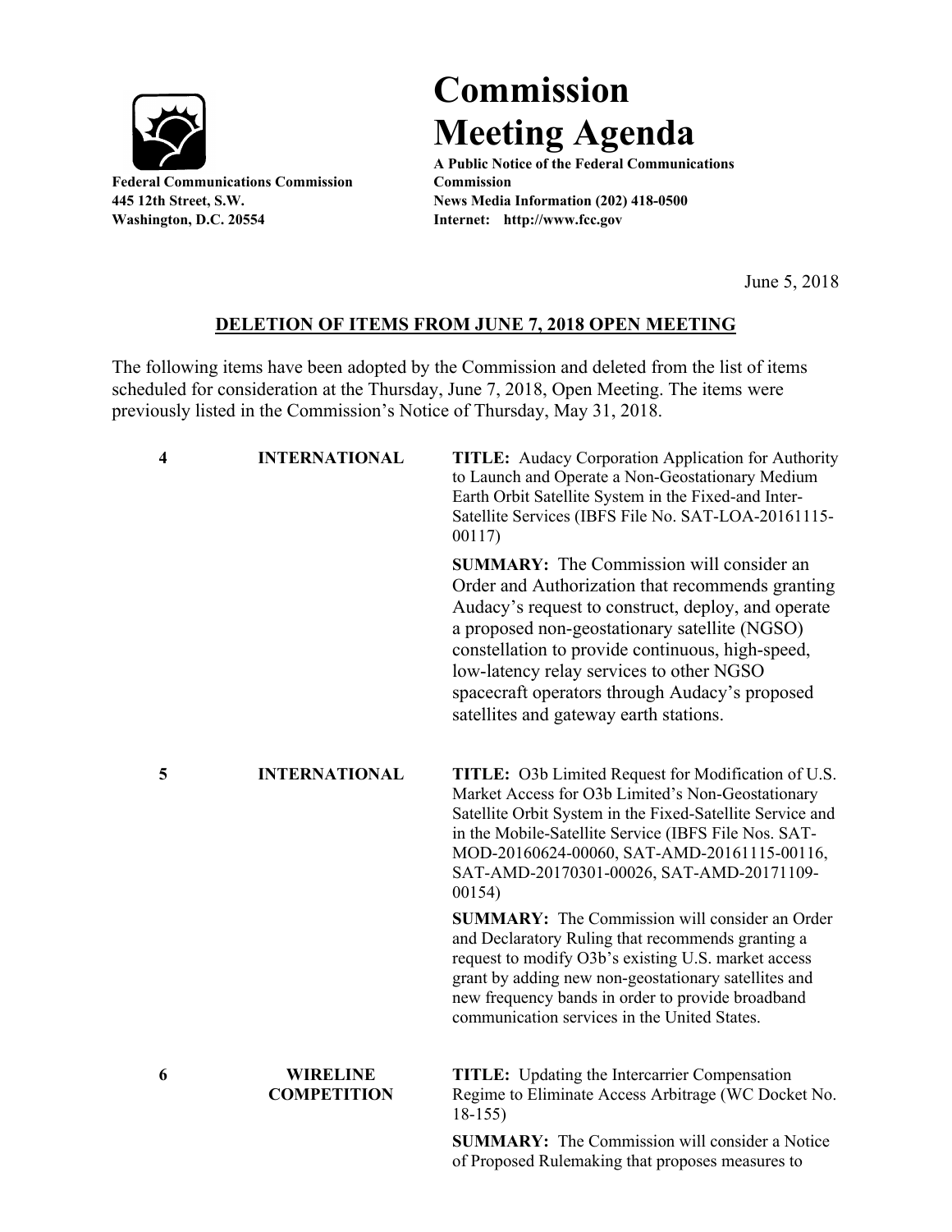**Federal Communications Commission**
**445 12th Street, S.W.**
**Washington, D.C. 20554**

# Commission Meeting Agenda

**A Public Notice of the Federal Communications Commission**
**News Media Information (202) 418-0500**
**Internet: http://www.fcc.gov**

June 5, 2018

## DELETION OF ITEMS FROM JUNE 7, 2018 OPEN MEETING

The following items have been adopted by the Commission and deleted from the list of items scheduled for consideration at the Thursday, June 7, 2018, Open Meeting. The items were previously listed in the Commission's Notice of Thursday, May 31, 2018.

| | | |
|---|---|---|
| **4** | **INTERNATIONAL** | **TITLE:** Audacy Corporation Application for Authority to Launch and Operate a Non-Geostationary Medium Earth Orbit Satellite System in the Fixed-and Inter-Satellite Services (IBFS File No. SAT-LOA-20161115-00117)<br><br>**SUMMARY:** The Commission will consider an Order and Authorization that recommends granting Audacy's request to construct, deploy, and operate a proposed non-geostationary satellite (NGSO) constellation to provide continuous, high-speed, low-latency relay services to other NGSO spacecraft operators through Audacy's proposed satellites and gateway earth stations. |
| **5** | **INTERNATIONAL** | **TITLE:** O3b Limited Request for Modification of U.S. Market Access for O3b Limited's Non-Geostationary Satellite Orbit System in the Fixed-Satellite Service and in the Mobile-Satellite Service (IBFS File Nos. SAT-MOD-20160624-00060, SAT-AMD-20161115-00116, SAT-AMD-20170301-00026, SAT-AMD-20171109-00154)<br><br>**SUMMARY:** The Commission will consider an Order and Declaratory Ruling that recommends granting a request to modify O3b's existing U.S. market access grant by adding new non-geostationary satellites and new frequency bands in order to provide broadband communication services in the United States. |
| **6** | **WIRELINE COMPETITION** | **TITLE:** Updating the Intercarrier Compensation Regime to Eliminate Access Arbitrage (WC Docket No. 18-155)<br><br>**SUMMARY:** The Commission will consider a Notice of Proposed Rulemaking that proposes measures to |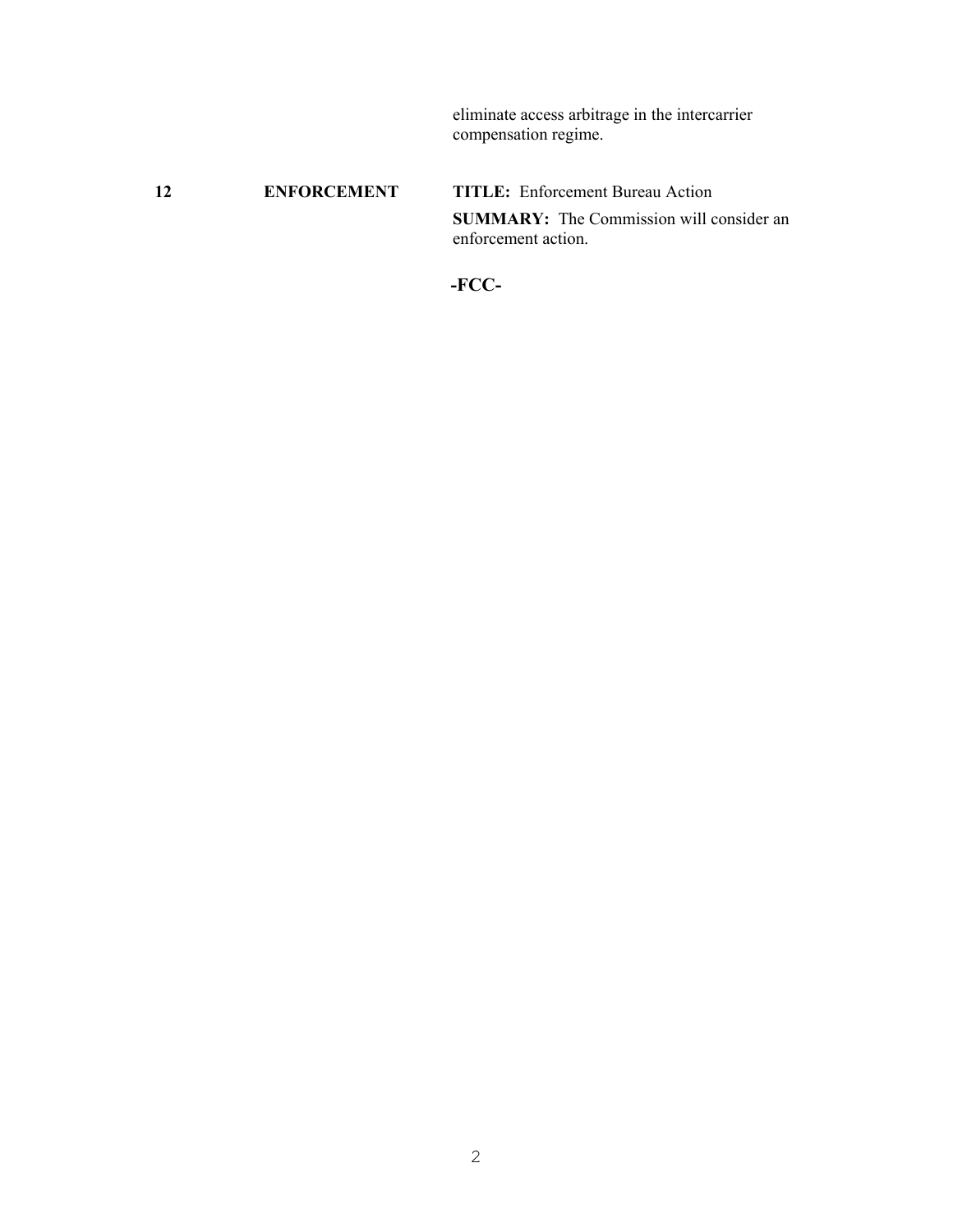| | | |
|---|---|---|
| | | eliminate access arbitrage in the intercarrier compensation regime. |
| **12** | **ENFORCEMENT** | **TITLE:** Enforcement Bureau Action<br>**SUMMARY:** The Commission will consider an enforcement action. |

**-FCC-**